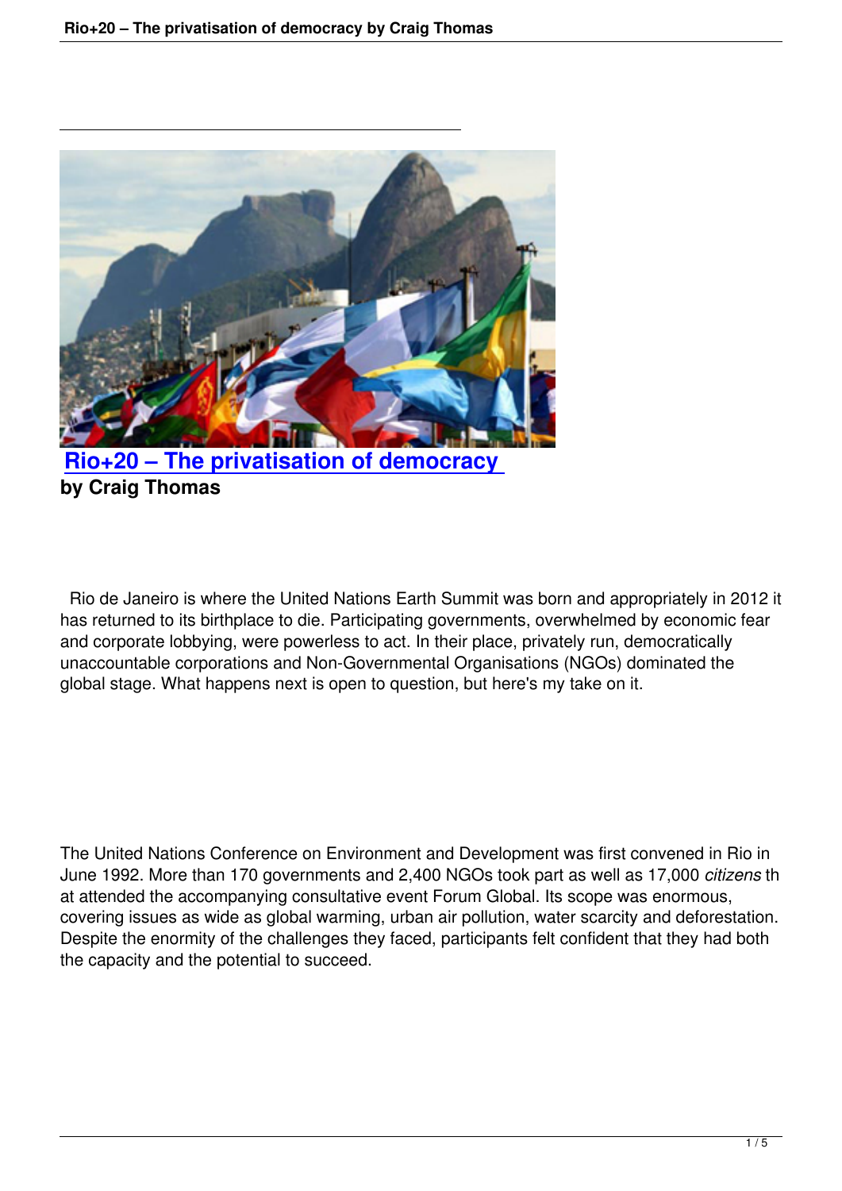# Rio+20 – The privatisation of democracy

**by Craig Thomas**

Rio de Janeiro is where the United Nations Earth Summit was born and appropriately in 2012 it has returned to its birthplace to die. Participating governments, overwhelmed by economic fear and corporate lobbying, were powerless to act. In their place, privately run, democratically unaccountable corporations and Non-Governmental Organisations (NGOs) dominated the global stage. What happens next is open to question, but here's my take on it.

The United Nations Conference on Environment and Development was first convened in Rio in June 1992. More than 170 governments and 2,400 NGOs took part as well as 17,000 *citizens* that attended the accompanying consultative event Forum Global. Its scope was enormous, covering issues as wide as global warming, urban air pollution, water scarcity and deforestation. Despite the enormity of the challenges they faced, participants felt confident that they had both the capacity and the potential to succeed.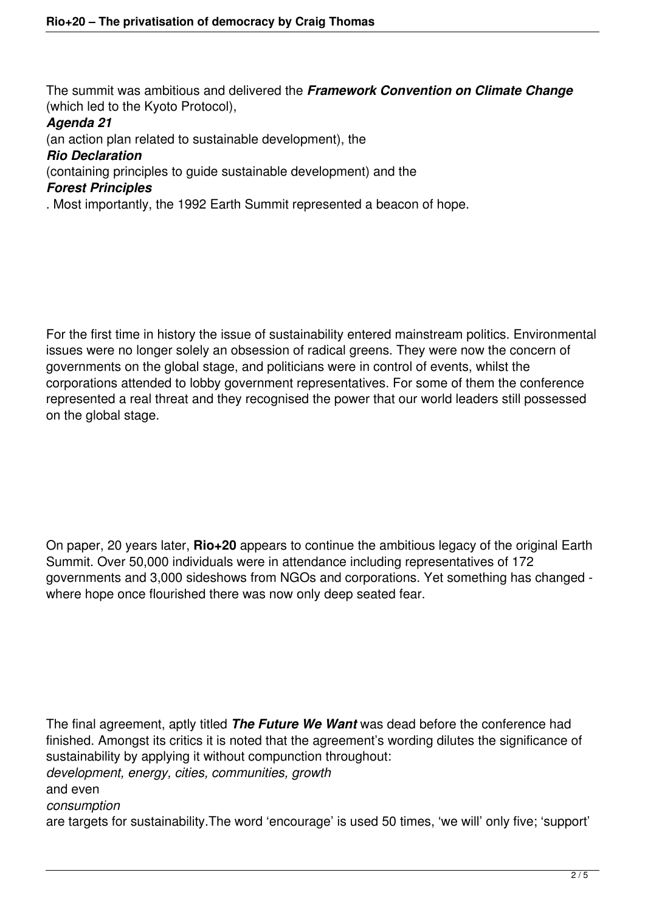The summit was ambitious and delivered the ***Framework Convention on Climate Change*** (which led to the Kyoto Protocol), ***Agenda 21*** (an action plan related to sustainable development), the ***Rio Declaration*** (containing principles to guide sustainable development) and the ***Forest Principles***. Most importantly, the 1992 Earth Summit represented a beacon of hope.

For the first time in history the issue of sustainability entered mainstream politics. Environmental issues were no longer solely an obsession of radical greens. They were now the concern of governments on the global stage, and politicians were in control of events, whilst the corporations attended to lobby government representatives. For some of them the conference represented a real threat and they recognised the power that our world leaders still possessed on the global stage.

On paper, 20 years later, **Rio+20** appears to continue the ambitious legacy of the original Earth Summit. Over 50,000 individuals were in attendance including representatives of 172 governments and 3,000 sideshows from NGOs and corporations. Yet something has changed - where hope once flourished there was now only deep seated fear.

The final agreement, aptly titled ***The Future We Want*** was dead before the conference had finished. Amongst its critics it is noted that the agreement's wording dilutes the significance of sustainability by applying it without compunction throughout: *development, energy, cities, communities, growth* and even *consumption* are targets for sustainability.The word 'encourage' is used 50 times, 'we will' only five; 'support'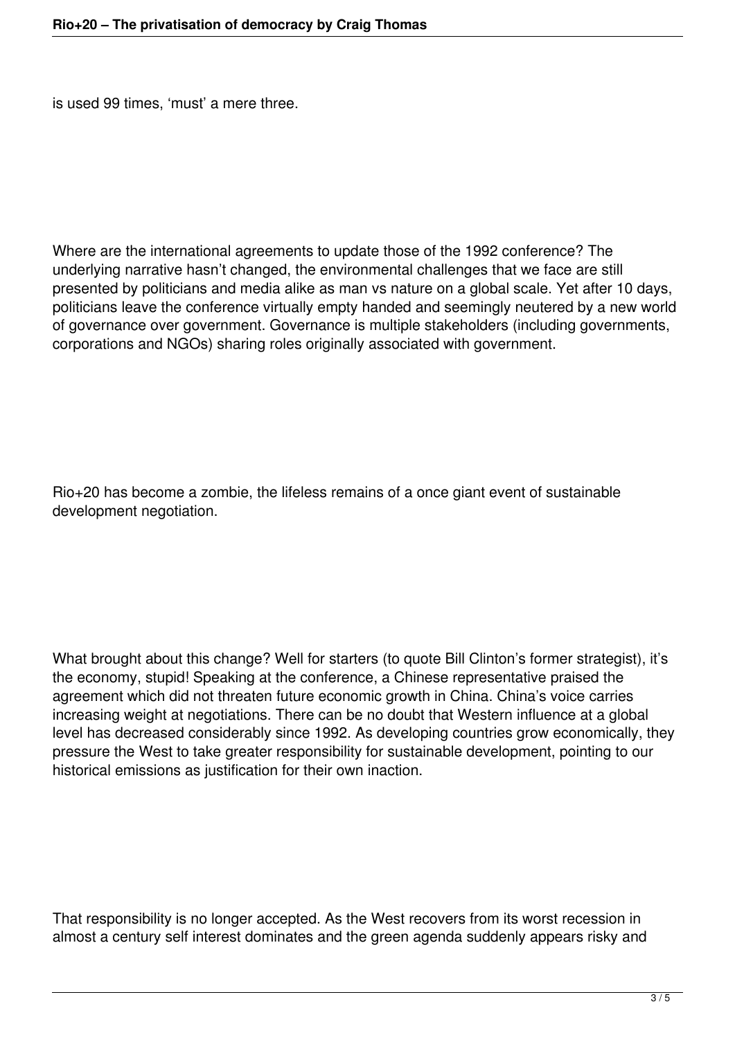is used 99 times, 'must' a mere three.

Where are the international agreements to update those of the 1992 conference? The underlying narrative hasn't changed, the environmental challenges that we face are still presented by politicians and media alike as man vs nature on a global scale. Yet after 10 days, politicians leave the conference virtually empty handed and seemingly neutered by a new world of governance over government. Governance is multiple stakeholders (including governments, corporations and NGOs) sharing roles originally associated with government.

Rio+20 has become a zombie, the lifeless remains of a once giant event of sustainable development negotiation.

What brought about this change? Well for starters (to quote Bill Clinton's former strategist), it's the economy, stupid! Speaking at the conference, a Chinese representative praised the agreement which did not threaten future economic growth in China. China's voice carries increasing weight at negotiations. There can be no doubt that Western influence at a global level has decreased considerably since 1992. As developing countries grow economically, they pressure the West to take greater responsibility for sustainable development, pointing to our historical emissions as justification for their own inaction.

That responsibility is no longer accepted. As the West recovers from its worst recession in almost a century self interest dominates and the green agenda suddenly appears risky and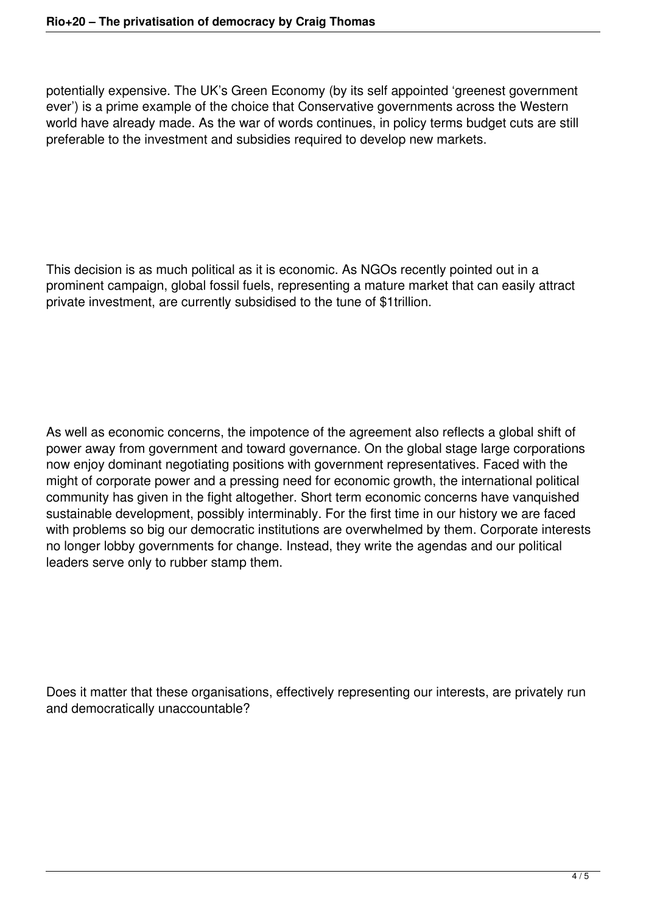potentially expensive. The UK's Green Economy (by its self appointed 'greenest government ever') is a prime example of the choice that Conservative governments across the Western world have already made. As the war of words continues, in policy terms budget cuts are still preferable to the investment and subsidies required to develop new markets.

This decision is as much political as it is economic. As NGOs recently pointed out in a prominent campaign, global fossil fuels, representing a mature market that can easily attract private investment, are currently subsidised to the tune of $1trillion.

As well as economic concerns, the impotence of the agreement also reflects a global shift of power away from government and toward governance. On the global stage large corporations now enjoy dominant negotiating positions with government representatives. Faced with the might of corporate power and a pressing need for economic growth, the international political community has given in the fight altogether. Short term economic concerns have vanquished sustainable development, possibly interminably. For the first time in our history we are faced with problems so big our democratic institutions are overwhelmed by them. Corporate interests no longer lobby governments for change. Instead, they write the agendas and our political leaders serve only to rubber stamp them.

Does it matter that these organisations, effectively representing our interests, are privately run and democratically unaccountable?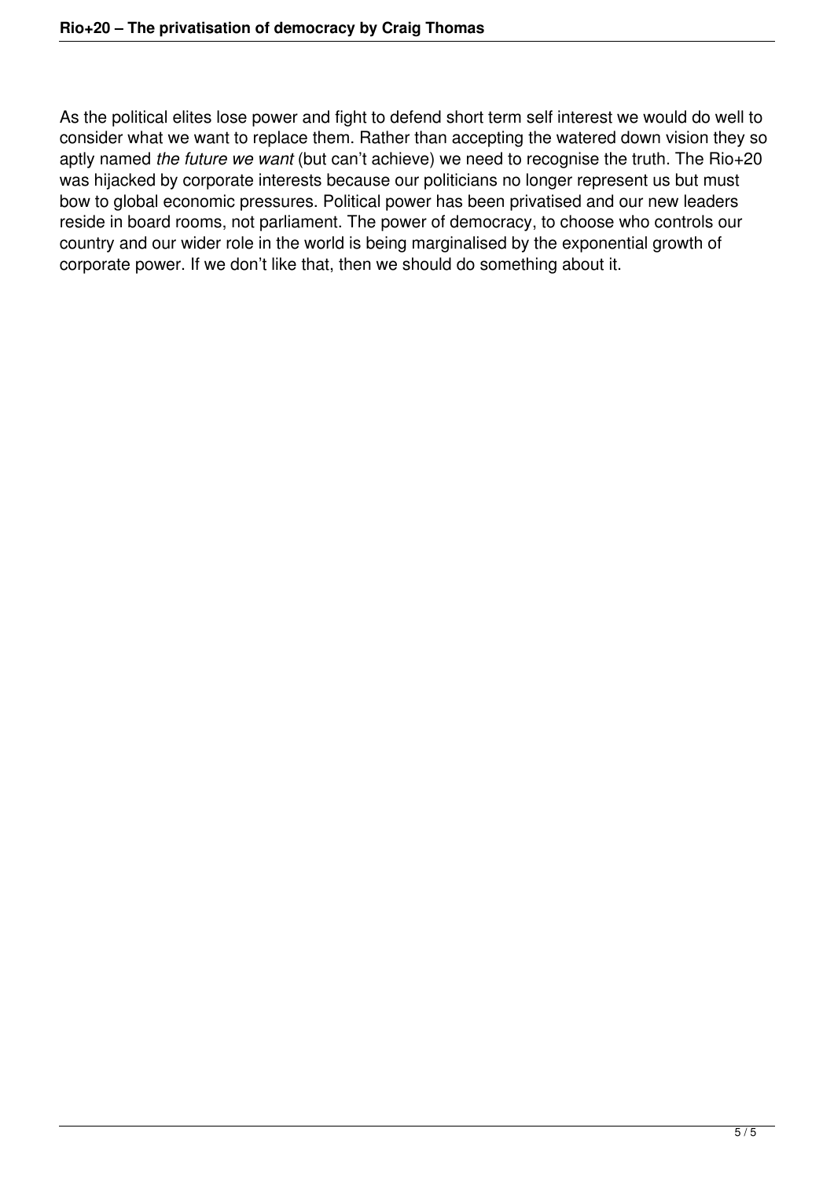As the political elites lose power and fight to defend short term self interest we would do well to consider what we want to replace them. Rather than accepting the watered down vision they so aptly named *the future we want* (but can't achieve) we need to recognise the truth. The Rio+20 was hijacked by corporate interests because our politicians no longer represent us but must bow to global economic pressures. Political power has been privatised and our new leaders reside in board rooms, not parliament. The power of democracy, to choose who controls our country and our wider role in the world is being marginalised by the exponential growth of corporate power. If we don't like that, then we should do something about it.